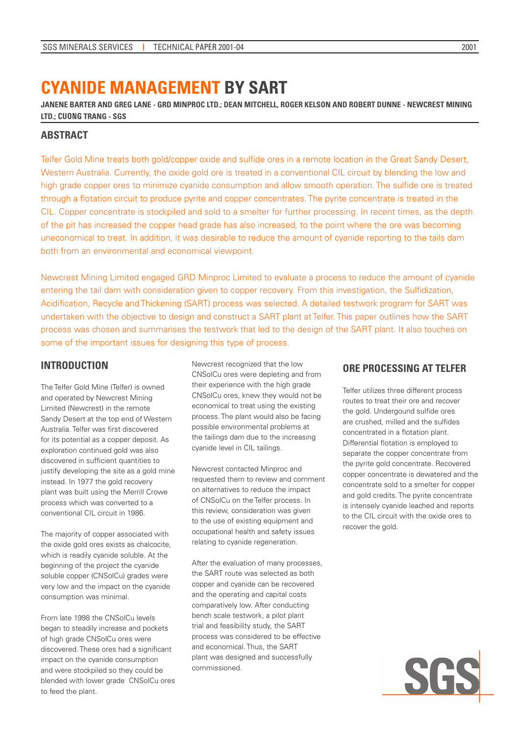# CYANIDE MANAGEMENT BY SART

**JANENE BARTER AND GREG LANE - GRD MINPROC LTD.; DEAN MITCHELL, ROGER KELSON AND ROBERT DUNNE - NEWCREST MINING LTD.; CUONG TRANG - SGS**

## ABSTRACT

Telfer Gold Mine treats both gold/copper oxide and sulfide ores in a remote location in the Great Sandy Desert, Western Australia. Currently, the oxide gold ore is treated in a conventional CIL circuit by blending the low and high grade copper ores to minimize cyanide consumption and allow smooth operation. The sulfide ore is treated through a flotation circuit to produce pyrite and copper concentrates. The pyrite concentrate is treated in the CIL. Copper concentrate is stockpiled and sold to a smelter for further processing. In recent times, as the depth of the pit has increased the copper head grade has also increased, to the point where the ore was becoming uneconomical to treat. In addition, it was desirable to reduce the amount of cyanide reporting to the tails dam both from an environmental and economical viewpoint.

Newcrest Mining Limited engaged GRD Minproc Limited to evaluate a process to reduce the amount of cyanide entering the tail dam with consideration given to copper recovery. From this investigation, the Sulfidization, Acidification, Recycle and Thickening (SART) process was selected. A detailed testwork program for SART was undertaken with the objective to design and construct a SART plant at Telfer. This paper outlines how the SART process was chosen and summarises the testwork that led to the design of the SART plant. It also touches on some of the important issues for designing this type of process.

## INTRODUCTION

The Telfer Gold Mine (Telfer) is owned and operated by Newcrest Mining Limited (Newcrest) in the remote Sandy Desert at the top end of Western Australia. Telfer was first discovered for its potential as a copper deposit. As exploration continued gold was also discovered in sufficient quantities to justify developing the site as a gold mine instead. In 1977 the gold recovery plant was built using the Merrill Crowe process which was converted to a conventional CIL circuit in 1986.

The majority of copper associated with the oxide gold ores exists as chalcocite, which is readily cyanide soluble. At the beginning of the project the cyanide soluble copper (CNSolCu) grades were very low and the impact on the cyanide consumption was minimal.

From late 1998 the CNSolCu levels began to steadily increase and pockets of high grade CNSolCu ores were discovered. These ores had a significant impact on the cyanide consumption and were stockpiled so they could be blended with lower grade CNSolCu ores to feed the plant.

Newcrest recognized that the low CNSolCu ores were depleting and from their experience with the high grade CNSolCu ores, knew they would not be economical to treat using the existing process. The plant would also be facing possible environmental problems at the tailings dam due to the increasing cyanide level in CIL tailings.

Newcrest contacted Minproc and requested them to review and comment on alternatives to reduce the impact of CNSolCu on the Telfer process. In this review, consideration was given to the use of existing equipment and occupational health and safety issues relating to cyanide regeneration.

After the evaluation of many processes, the SART route was selected as both copper and cyanide can be recovered and the operating and capital costs comparatively low. After conducting bench scale testwork, a pilot plant trial and feasibility study, the SART process was considered to be effective and economical. Thus, the SART plant was designed and successfully commissioned.

## ORE PROCESSING AT TELFER

Telfer utilizes three different process routes to treat their ore and recover the gold. Undergound sulfide ores are crushed, milled and the sulfides concentrated in a flotation plant. Differential flotation is employed to separate the copper concentrate from the pyrite gold concentrate. Recovered copper concentrate is dewatered and the concentrate sold to a smelter for copper and gold credits. The pyrite concentrate is intensely cyanide leached and reports to the CIL circuit with the oxide ores to recover the gold.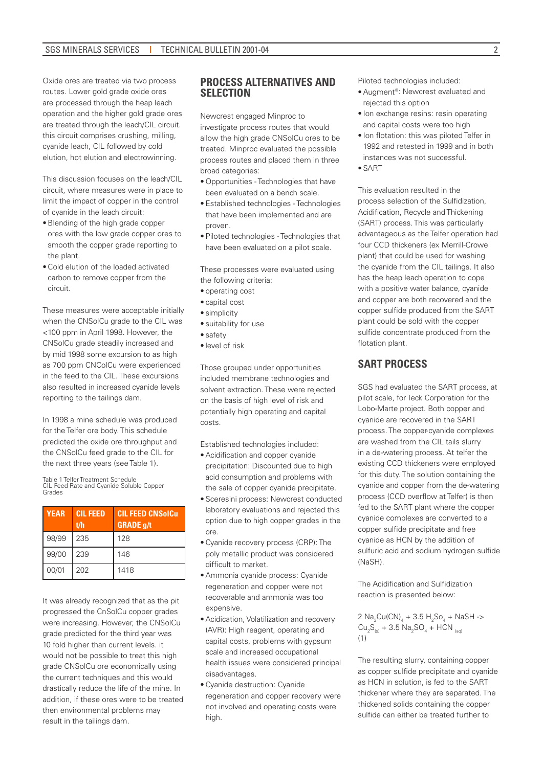Oxide ores are treated via two process routes. Lower gold grade oxide ores are processed through the heap leach operation and the higher gold grade ores are treated through the leach/CIL circuit. this circuit comprises crushing, milling, cyanide leach, CIL followed by cold elution, hot elution and electrowinning.

This discussion focuses on the leach/CIL circuit, where measures were in place to limit the impact of copper in the control of cyanide in the leach circuit:

- Blending of the high grade copper ores with the low grade copper ores to smooth the copper grade reporting to the plant.
- Cold elution of the loaded activated carbon to remove copper from the circuit.

These measures were acceptable initially when the CNSolCu grade to the CIL was <100 ppm in April 1998. However, the CNSolCu grade steadily increased and by mid 1998 some excursion to as high as 700 ppm CNColCu were experienced in the feed to the CIL. These excursions also resulted in increased cyanide levels reporting to the tailings dam.

In 1998 a mine schedule was produced for the Telfer ore body. This schedule predicted the oxide ore throughput and the CNSolCu feed grade to the CIL for the next three years (see Table 1).

Table 1 Telfer Treatment Schedule
CIL Feed Rate and Cyanide Soluble Copper Grades

| YEAR | CIL FEED t/h | CIL FEED CNSolCu GRADE g/t |
|---|---|---|
| 98/99 | 235 | 128 |
| 99/00 | 239 | 146 |
| 00/01 | 202 | 1418 |

It was already recognized that as the pit progressed the CnSolCu copper grades were increasing. However, the CNSolCu grade predicted for the third year was 10 fold higher than current levels. it would not be possible to treat this high grade CNSolCu ore economically using the current techniques and this would drastically reduce the life of the mine. In addition, if these ores were to be treated then environmental problems may result in the tailings dam.

## PROCESS ALTERNATIVES AND SELECTION

Newcrest engaged Minproc to investigate process routes that would allow the high grade CNSolCu ores to be treated. Minproc evaluated the possible process routes and placed them in three broad categories:

- Opportunities - Technologies that have been evaluated on a bench scale.
- Established technologies - Technologies that have been implemented and are proven.
- Piloted technologies - Technologies that have been evaluated on a pilot scale.

These processes were evaluated using the following criteria:

- operating cost
- capital cost
- simplicity
- suitability for use
- safety
- level of risk

Those grouped under opportunities included membrane technologies and solvent extraction. These were rejected on the basis of high level of risk and potentially high operating and capital costs.

Established technologies included:

- Acidification and copper cyanide precipitation: Discounted due to high acid consumption and problems with the sale of copper cyanide precipitate.
- Sceresini process: Newcrest conducted laboratory evaluations and rejected this option due to high copper grades in the ore.
- Cyanide recovery process (CRP): The poly metallic product was considered difficult to market.
- Ammonia cyanide process: Cyanide regeneration and copper were not recoverable and ammonia was too expensive.
- Acidication, Volatilization and recovery (AVR): High reagent, operating and capital costs, problems with gypsum scale and increased occupational health issues were considered principal disadvantages.
- Cyanide destruction: Cyanide regeneration and copper recovery were not involved and operating costs were high.

Piloted technologies included:

- Augment®: Newcrest evaluated and rejected this option
- Ion exchange resins: resin operating and capital costs were too high
- Ion flotation: this was piloted Telfer in 1992 and retested in 1999 and in both instances was not successful.
- SART

This evaluation resulted in the process selection of the Sulfidization, Acidification, Recycle and Thickening (SART) process. This was particularly advantageous as the Telfer operation had four CCD thickeners (ex Merrill-Crowe plant) that could be used for washing the cyanide from the CIL tailings. It also has the heap leach operation to cope with a positive water balance, cyanide and copper are both recovered and the copper sulfide produced from the SART plant could be sold with the copper sulfide concentrate produced from the flotation plant.

## SART PROCESS

SGS had evaluated the SART process, at pilot scale, for Teck Corporation for the Lobo-Marte project. Both copper and cyanide are recovered in the SART process. The copper-cyanide complexes are washed from the CIL tails slurry in a de-watering process. At telfer the existing CCD thickeners were employed for this duty. The solution containing the cyanide and copper from the de-watering process (CCD overflow at Telfer) is then fed to the SART plant where the copper cyanide complexes are converted to a copper sulfide precipitate and free cyanide as HCN by the addition of sulfuric acid and sodium hydrogen sulfide (NaSH).

The Acidification and Sulfidization reaction is presented below:

$$2\ Na_3Cu(CN)_4 + 3.5\ H_2So_4 + NaSH \rightarrow Cu_2S_{(s)} + 3.5\ Na_2SO_4 + HCN_{(aq)} \quad (1)$$

The resulting slurry, containing copper as copper sulfide precipitate and cyanide as HCN in solution, is fed to the SART thickener where they are separated. The thickened solids containing the copper sulfide can either be treated further to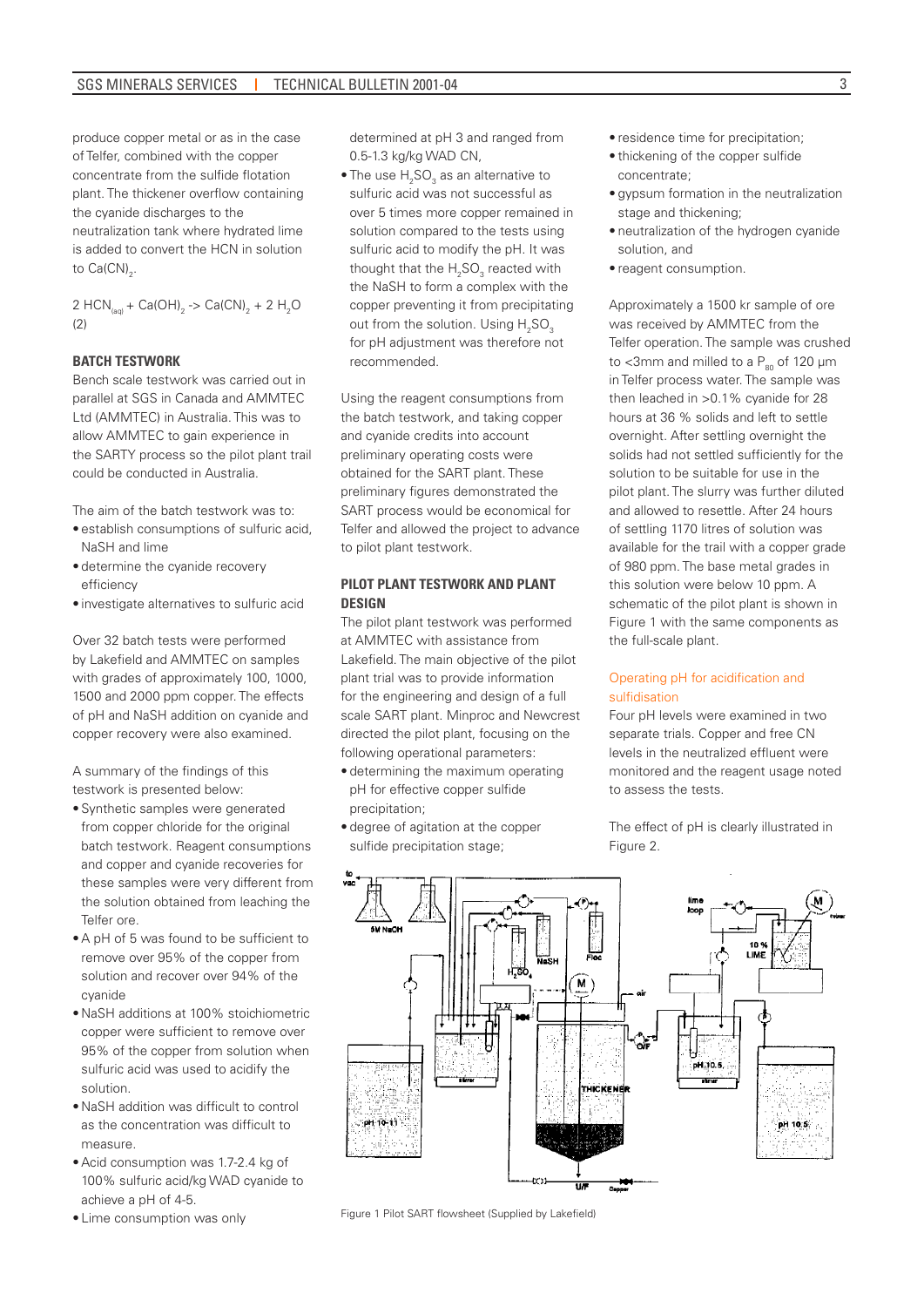produce copper metal or as in the case of Telfer, combined with the copper concentrate from the sulfide flotation plant. The thickener overflow containing the cyanide discharges to the neutralization tank where hydrated lime is added to convert the HCN in solution to $Ca(CN)_2$.

$$2\ HCN_{(aq)} + Ca(OH)_2 \rightarrow Ca(CN)_2 + 2\ H_2O \quad (2)$$

### BATCH TESTWORK

Bench scale testwork was carried out in parallel at SGS in Canada and AMMTEC Ltd (AMMTEC) in Australia. This was to allow AMMTEC to gain experience in the SARTY process so the pilot plant trail could be conducted in Australia.

The aim of the batch testwork was to:

- establish consumptions of sulfuric acid, NaSH and lime
- determine the cyanide recovery efficiency
- investigate alternatives to sulfuric acid

Over 32 batch tests were performed by Lakefield and AMMTEC on samples with grades of approximately 100, 1000, 1500 and 2000 ppm copper. The effects of pH and NaSH addition on cyanide and copper recovery were also examined.

A summary of the findings of this testwork is presented below:

- Synthetic samples were generated from copper chloride for the original batch testwork. Reagent consumptions and copper and cyanide recoveries for these samples were very different from the solution obtained from leaching the Telfer ore.
- A pH of 5 was found to be sufficient to remove over 95% of the copper from solution and recover over 94% of the cyanide
- NaSH additions at 100% stoichiometric copper were sufficient to remove over 95% of the copper from solution when sulfuric acid was used to acidify the solution.
- NaSH addition was difficult to control as the concentration was difficult to measure.
- Acid consumption was 1.7-2.4 kg of 100% sulfuric acid/kg WAD cyanide to achieve a pH of 4-5.
- Lime consumption was only determined at pH 3 and ranged from 0.5-1.3 kg/kg WAD CN,
- The use $H_2SO_3$ as an alternative to sulfuric acid was not successful as over 5 times more copper remained in solution compared to the tests using sulfuric acid to modify the pH. It was thought that the $H_2SO_3$ reacted with the NaSH to form a complex with the copper preventing it from precipitating out from the solution. Using $H_2SO_3$ for pH adjustment was therefore not recommended.

Using the reagent consumptions from the batch testwork, and taking copper and cyanide credits into account preliminary operating costs were obtained for the SART plant. These preliminary figures demonstrated the SART process would be economical for Telfer and allowed the project to advance to pilot plant testwork.

### PILOT PLANT TESTWORK AND PLANT DESIGN

The pilot plant testwork was performed at AMMTEC with assistance from Lakefield. The main objective of the pilot plant trial was to provide information for the engineering and design of a full scale SART plant. Minproc and Newcrest directed the pilot plant, focusing on the following operational parameters:

- determining the maximum operating pH for effective copper sulfide precipitation;
- degree of agitation at the copper sulfide precipitation stage;
- residence time for precipitation;
- thickening of the copper sulfide concentrate;
- gypsum formation in the neutralization stage and thickening;
- neutralization of the hydrogen cyanide solution, and
- reagent consumption.

Approximately a 1500 kr sample of ore was received by AMMTEC from the Telfer operation. The sample was crushed to <3mm and milled to a $P_{80}$ of 120 µm in Telfer process water. The sample was then leached in >0.1% cyanide for 28 hours at 36 % solids and left to settle overnight. After settling overnight the solids had not settled sufficiently for the solution to be suitable for use in the pilot plant. The slurry was further diluted and allowed to resettle. After 24 hours of settling 1170 litres of solution was available for the trail with a copper grade of 980 ppm. The base metal grades in this solution were below 10 ppm. A schematic of the pilot plant is shown in Figure 1 with the same components as the full-scale plant.

#### Operating pH for acidification and sulfidisation

Four pH levels were examined in two separate trials. Copper and free CN levels in the neutralized effluent were monitored and the reagent usage noted to assess the tests.

The effect of pH is clearly illustrated in Figure 2.

Figure 1 Pilot SART flowsheet (Supplied by Lakefield)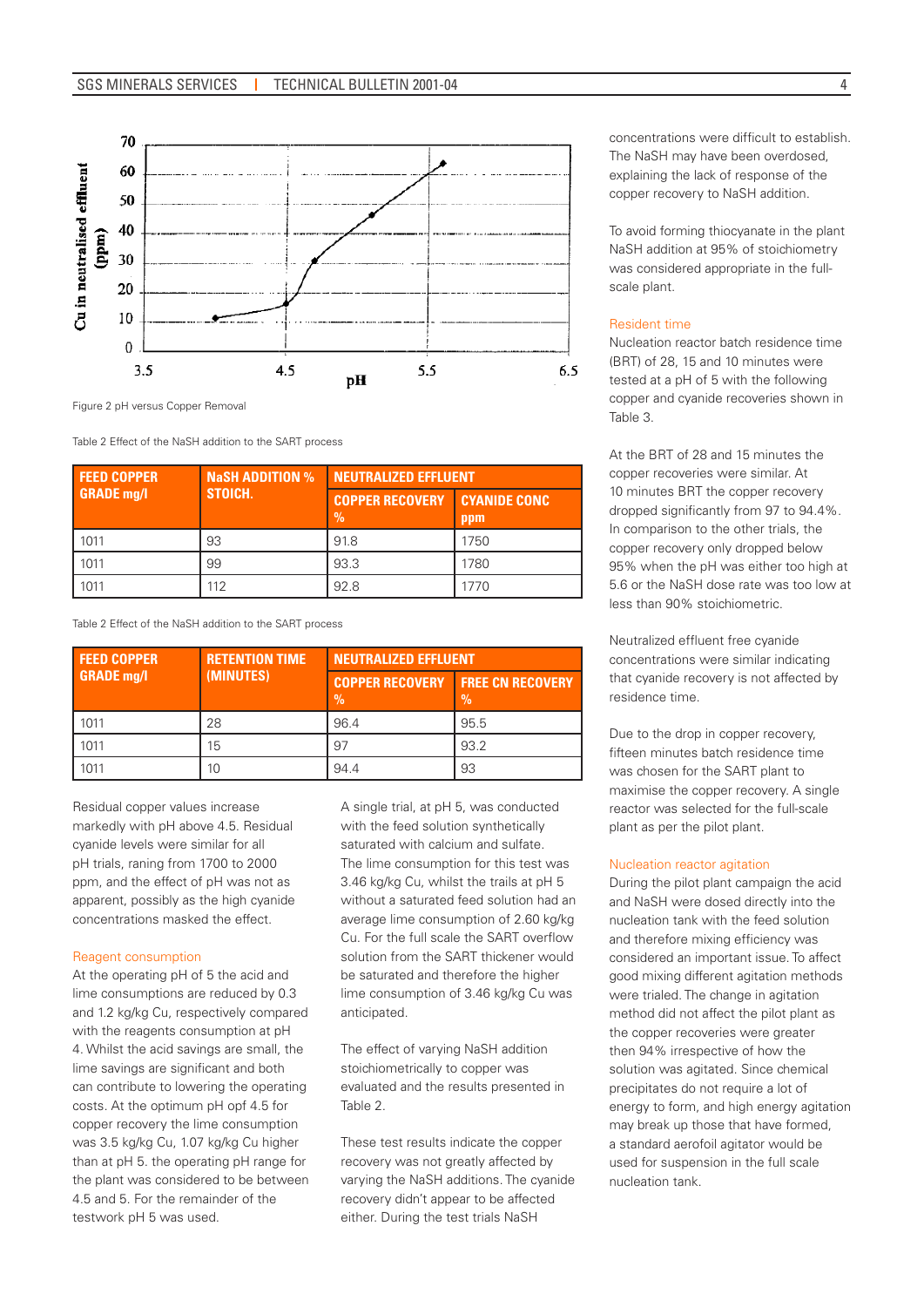Figure 2 pH versus Copper Removal

Table 2 Effect of the NaSH addition to the SART process

| FEED COPPER GRADE mg/l | NaSH ADDITION % STOICH. | NEUTRALIZED EFFLUENT | |
|---|---|---|---|
| | | COPPER RECOVERY % | CYANIDE CONC ppm |
| 1011 | 93 | 91.8 | 1750 |
| 1011 | 99 | 93.3 | 1780 |
| 1011 | 112 | 92.8 | 1770 |

Table 2 Effect of the NaSH addition to the SART process

| FEED COPPER GRADE mg/l | RETENTION TIME (MINUTES) | NEUTRALIZED EFFLUENT | |
|---|---|---|---|
| | | COPPER RECOVERY % | FREE CN RECOVERY % |
| 1011 | 28 | 96.4 | 95.5 |
| 1011 | 15 | 97 | 93.2 |
| 1011 | 10 | 94.4 | 93 |

Residual copper values increase markedly with pH above 4.5. Residual cyanide levels were similar for all pH trials, raning from 1700 to 2000 ppm, and the effect of pH was not as apparent, possibly as the high cyanide concentrations masked the effect.

### Reagent consumption

At the operating pH of 5 the acid and lime consumptions are reduced by 0.3 and 1.2 kg/kg Cu, respectively compared with the reagents consumption at pH 4. Whilst the acid savings are small, the lime savings are significant and both can contribute to lowering the operating costs. At the optimum pH opf 4.5 for copper recovery the lime consumption was 3.5 kg/kg Cu, 1.07 kg/kg Cu higher than at pH 5. the operating pH range for the plant was considered to be between 4.5 and 5. For the remainder of the testwork pH 5 was used.

A single trial, at pH 5, was conducted with the feed solution synthetically saturated with calcium and sulfate. The lime consumption for this test was 3.46 kg/kg Cu, whilst the trails at pH 5 without a saturated feed solution had an average lime consumption of 2.60 kg/kg Cu. For the full scale the SART overflow solution from the SART thickener would be saturated and therefore the higher lime consumption of 3.46 kg/kg Cu was anticipated.

The effect of varying NaSH addition stoichiometrically to copper was evaluated and the results presented in Table 2.

These test results indicate the copper recovery was not greatly affected by varying the NaSH additions. The cyanide recovery didn't appear to be affected either. During the test trials NaSH concentrations were difficult to establish. The NaSH may have been overdosed, explaining the lack of response of the copper recovery to NaSH addition.

To avoid forming thiocyanate in the plant NaSH addition at 95% of stoichiometry was considered appropriate in the full-scale plant.

### Resident time

Nucleation reactor batch residence time (BRT) of 28, 15 and 10 minutes were tested at a pH of 5 with the following copper and cyanide recoveries shown in Table 3.

At the BRT of 28 and 15 minutes the copper recoveries were similar. At 10 minutes BRT the copper recovery dropped significantly from 97 to 94.4%. In comparison to the other trials, the copper recovery only dropped below 95% when the pH was either too high at 5.6 or the NaSH dose rate was too low at less than 90% stoichiometric.

Neutralized effluent free cyanide concentrations were similar indicating that cyanide recovery is not affected by residence time.

Due to the drop in copper recovery, fifteen minutes batch residence time was chosen for the SART plant to maximise the copper recovery. A single reactor was selected for the full-scale plant as per the pilot plant.

### Nucleation reactor agitation

During the pilot plant campaign the acid and NaSH were dosed directly into the nucleation tank with the feed solution and therefore mixing efficiency was considered an important issue. To affect good mixing different agitation methods were trialed. The change in agitation method did not affect the pilot plant as the copper recoveries were greater then 94% irrespective of how the solution was agitated. Since chemical precipitates do not require a lot of energy to form, and high energy agitation may break up those that have formed, a standard aerofoil agitator would be used for suspension in the full scale nucleation tank.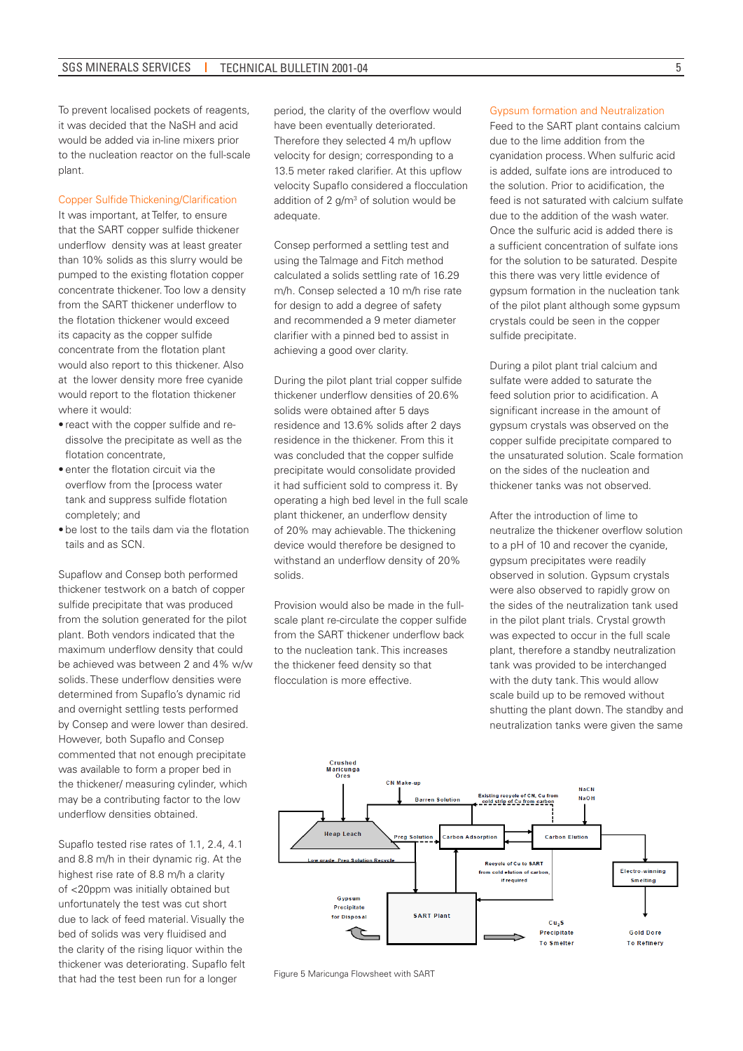To prevent localised pockets of reagents, it was decided that the NaSH and acid would be added via in-line mixers prior to the nucleation reactor on the full-scale plant.

### Copper Sulfide Thickening/Clarification

It was important, at Telfer, to ensure that the SART copper sulfide thickener underflow density was at least greater than 10% solids as this slurry would be pumped to the existing flotation copper concentrate thickener. Too low a density from the SART thickener underflow to the flotation thickener would exceed its capacity as the copper sulfide concentrate from the flotation plant would also report to this thickener. Also at the lower density more free cyanide would report to the flotation thickener where it would:

- react with the copper sulfide and re-dissolve the precipitate as well as the flotation concentrate,
- enter the flotation circuit via the overflow from the [process water tank and suppress sulfide flotation completely; and
- be lost to the tails dam via the flotation tails and as SCN.

Supaflow and Consep both performed thickener testwork on a batch of copper sulfide precipitate that was produced from the solution generated for the pilot plant. Both vendors indicated that the maximum underflow density that could be achieved was between 2 and 4% w/w solids. These underflow densities were determined from Supaflo's dynamic rid and overnight settling tests performed by Consep and were lower than desired. However, both Supaflo and Consep commented that not enough precipitate was available to form a proper bed in the thickener/ measuring cylinder, which may be a contributing factor to the low underflow densities obtained.

Supaflo tested rise rates of 1.1, 2.4, 4.1 and 8.8 m/h in their dynamic rig. At the highest rise rate of 8.8 m/h a clarity of <20ppm was initially obtained but unfortunately the test was cut short due to lack of feed material. Visually the bed of solids was very fluidised and the clarity of the rising liquor within the thickener was deteriorating. Supaflo felt that had the test been run for a longer period, the clarity of the overflow would have been eventually deteriorated. Therefore they selected 4 m/h upflow velocity for design; corresponding to a 13.5 meter raked clarifier. At this upflow velocity Supaflo considered a flocculation addition of 2 g/m³ of solution would be adequate.

Consep performed a settling test and using the Talmage and Fitch method calculated a solids settling rate of 16.29 m/h. Consep selected a 10 m/h rise rate for design to add a degree of safety and recommended a 9 meter diameter clarifier with a pinned bed to assist in achieving a good over clarity.

During the pilot plant trial copper sulfide thickener underflow densities of 20.6% solids were obtained after 5 days residence and 13.6% solids after 2 days residence in the thickener. From this it was concluded that the copper sulfide precipitate would consolidate provided it had sufficient sold to compress it. By operating a high bed level in the full scale plant thickener, an underflow density of 20% may achievable. The thickening device would therefore be designed to withstand an underflow density of 20% solids.

Provision would also be made in the full-scale plant re-circulate the copper sulfide from the SART thickener underflow back to the nucleation tank. This increases the thickener feed density so that flocculation is more effective.

### Gypsum formation and Neutralization

Feed to the SART plant contains calcium due to the lime addition from the cyanidation process. When sulfuric acid is added, sulfate ions are introduced to the solution. Prior to acidification, the feed is not saturated with calcium sulfate due to the addition of the wash water. Once the sulfuric acid is added there is a sufficient concentration of sulfate ions for the solution to be saturated. Despite this there was very little evidence of gypsum formation in the nucleation tank of the pilot plant although some gypsum crystals could be seen in the copper sulfide precipitate.

During a pilot plant trial calcium and sulfate were added to saturate the feed solution prior to acidification. A significant increase in the amount of gypsum crystals was observed on the copper sulfide precipitate compared to the unsaturated solution. Scale formation on the sides of the nucleation and thickener tanks was not observed.

After the introduction of lime to neutralize the thickener overflow solution to a pH of 10 and recover the cyanide, gypsum precipitates were readily observed in solution. Gypsum crystals were also observed to rapidly grow on the sides of the neutralization tank used in the pilot plant trials. Crystal growth was expected to occur in the full scale plant, therefore a standby neutralization tank was provided to be interchanged with the duty tank. This would allow scale build up to be removed without shutting the plant down. The standby and neutralization tanks were given the same

Figure 5 Maricunga Flowsheet with SART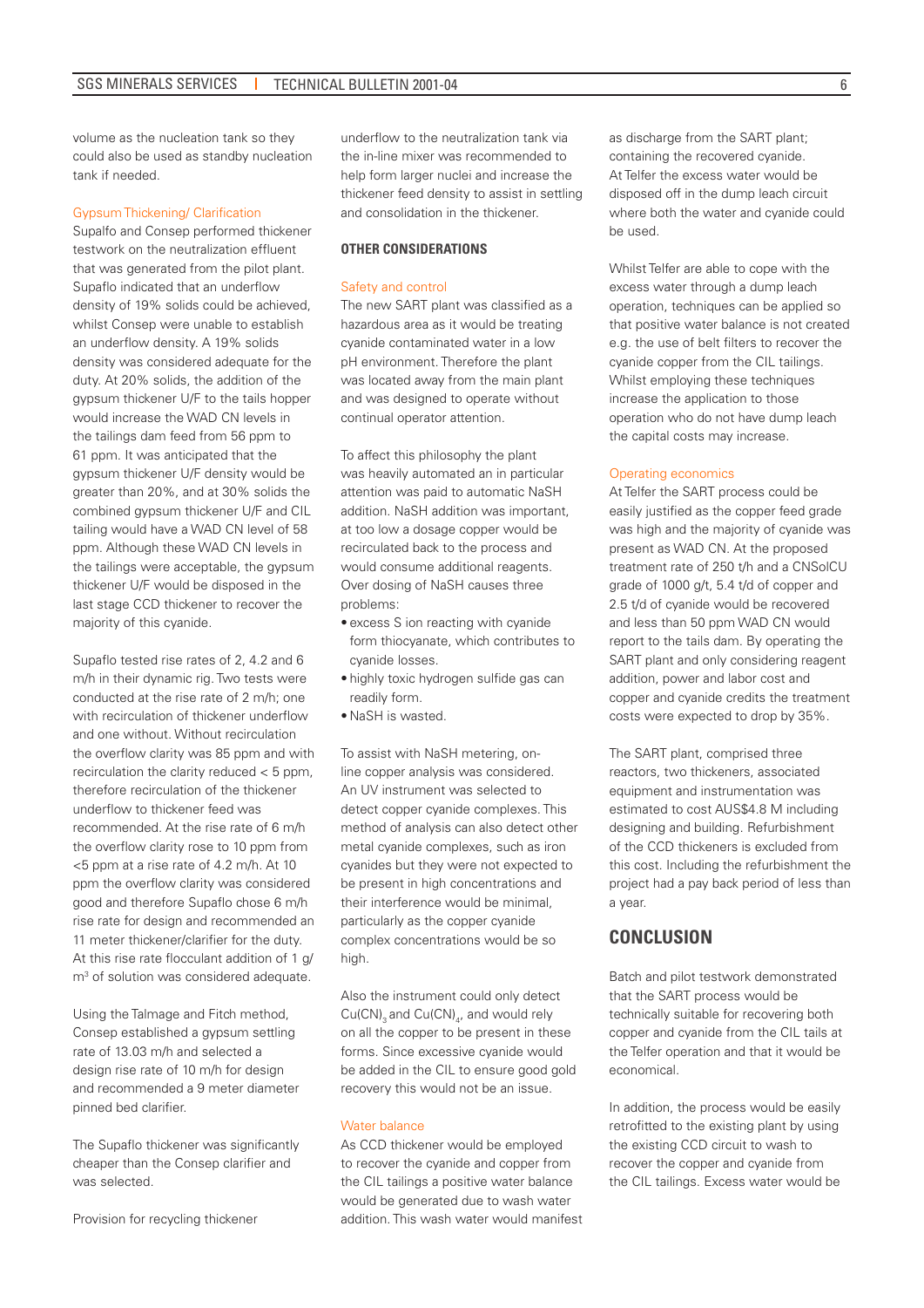volume as the nucleation tank so they could also be used as standby nucleation tank if needed.

### Gypsum Thickening/ Clarification

Supalfo and Consep performed thickener testwork on the neutralization effluent that was generated from the pilot plant. Supaflo indicated that an underflow density of 19% solids could be achieved, whilst Consep were unable to establish an underflow density. A 19% solids density was considered adequate for the duty. At 20% solids, the addition of the gypsum thickener U/F to the tails hopper would increase the WAD CN levels in the tailings dam feed from 56 ppm to 61 ppm. It was anticipated that the gypsum thickener U/F density would be greater than 20%, and at 30% solids the combined gypsum thickener U/F and CIL tailing would have a WAD CN level of 58 ppm. Although these WAD CN levels in the tailings were acceptable, the gypsum thickener U/F would be disposed in the last stage CCD thickener to recover the majority of this cyanide.

Supaflo tested rise rates of 2, 4.2 and 6 m/h in their dynamic rig. Two tests were conducted at the rise rate of 2 m/h; one with recirculation of thickener underflow and one without. Without recirculation the overflow clarity was 85 ppm and with recirculation the clarity reduced < 5 ppm, therefore recirculation of the thickener underflow to thickener feed was recommended. At the rise rate of 6 m/h the overflow clarity rose to 10 ppm from <5 ppm at a rise rate of 4.2 m/h. At 10 ppm the overflow clarity was considered good and therefore Supaflo chose 6 m/h rise rate for design and recommended an 11 meter thickener/clarifier for the duty. At this rise rate flocculant addition of 1 g/$m^3$ of solution was considered adequate.

Using the Talmage and Fitch method, Consep established a gypsum settling rate of 13.03 m/h and selected a design rise rate of 10 m/h for design and recommended a 9 meter diameter pinned bed clarifier.

The Supaflo thickener was significantly cheaper than the Consep clarifier and was selected.

Provision for recycling thickener underflow to the neutralization tank via the in-line mixer was recommended to help form larger nuclei and increase the thickener feed density to assist in settling and consolidation in the thickener.

## OTHER CONSIDERATIONS

### Safety and control

The new SART plant was classified as a hazardous area as it would be treating cyanide contaminated water in a low pH environment. Therefore the plant was located away from the main plant and was designed to operate without continual operator attention.

To affect this philosophy the plant was heavily automated an in particular attention was paid to automatic NaSH addition. NaSH addition was important, at too low a dosage copper would be recirculated back to the process and would consume additional reagents. Over dosing of NaSH causes three problems:

- excess S ion reacting with cyanide form thiocyanate, which contributes to cyanide losses.
- highly toxic hydrogen sulfide gas can readily form.
- NaSH is wasted.

To assist with NaSH metering, on-line copper analysis was considered. An UV instrument was selected to detect copper cyanide complexes. This method of analysis can also detect other metal cyanide complexes, such as iron cyanides but they were not expected to be present in high concentrations and their interference would be minimal, particularly as the copper cyanide complex concentrations would be so high.

Also the instrument could only detect $Cu(CN)_3$ and $Cu(CN)_4$, and would rely on all the copper to be present in these forms. Since excessive cyanide would be added in the CIL to ensure good gold recovery this would not be an issue.

### Water balance

As CCD thickener would be employed to recover the cyanide and copper from the CIL tailings a positive water balance would be generated due to wash water addition. This wash water would manifest as discharge from the SART plant; containing the recovered cyanide. At Telfer the excess water would be disposed off in the dump leach circuit where both the water and cyanide could be used.

Whilst Telfer are able to cope with the excess water through a dump leach operation, techniques can be applied so that positive water balance is not created e.g. the use of belt filters to recover the cyanide copper from the CIL tailings. Whilst employing these techniques increase the application to those operation who do not have dump leach the capital costs may increase.

### Operating economics

At Telfer the SART process could be easily justified as the copper feed grade was high and the majority of cyanide was present as WAD CN. At the proposed treatment rate of 250 t/h and a CNSolCU grade of 1000 g/t, 5.4 t/d of copper and 2.5 t/d of cyanide would be recovered and less than 50 ppm WAD CN would report to the tails dam. By operating the SART plant and only considering reagent addition, power and labor cost and copper and cyanide credits the treatment costs were expected to drop by 35%.

The SART plant, comprised three reactors, two thickeners, associated equipment and instrumentation was estimated to cost AUS$4.8 M including designing and building. Refurbishment of the CCD thickeners is excluded from this cost. Including the refurbishment the project had a pay back period of less than a year.

## CONCLUSION

Batch and pilot testwork demonstrated that the SART process would be technically suitable for recovering both copper and cyanide from the CIL tails at the Telfer operation and that it would be economical.

In addition, the process would be easily retrofitted to the existing plant by using the existing CCD circuit to wash to recover the copper and cyanide from the CIL tailings. Excess water would be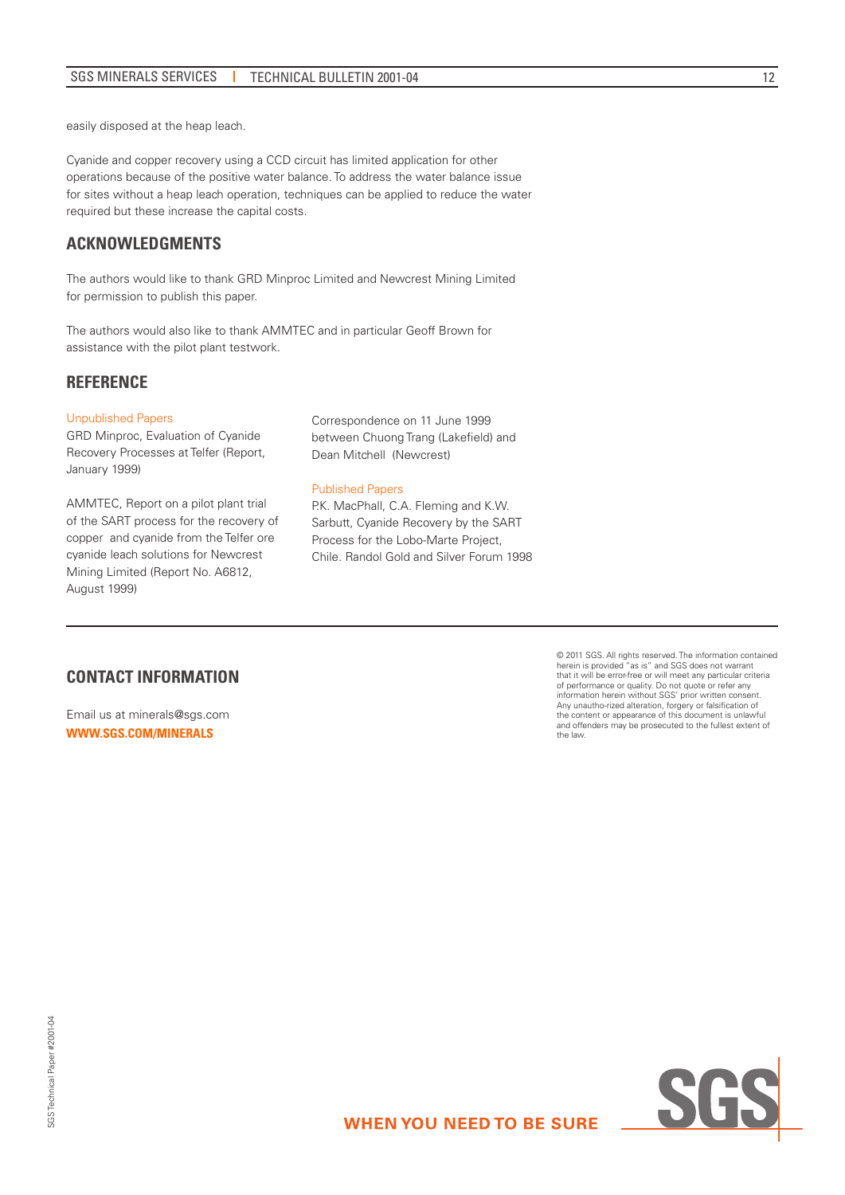easily disposed at the heap leach.

Cyanide and copper recovery using a CCD circuit has limited application for other operations because of the positive water balance. To address the water balance issue for sites without a heap leach operation, techniques can be applied to reduce the water required but these increase the capital costs.

## ACKNOWLEDGMENTS

The authors would like to thank GRD Minproc Limited and Newcrest Mining Limited for permission to publish this paper.

The authors would also like to thank AMMTEC and in particular Geoff Brown for assistance with the pilot plant testwork.

## REFERENCE

### Unpublished Papers

GRD Minproc, Evaluation of Cyanide Recovery Processes at Telfer (Report, January 1999)

AMMTEC, Report on a pilot plant trial of the SART process for the recovery of copper and cyanide from the Telfer ore cyanide leach solutions for Newcrest Mining Limited (Report No. A6812, August 1999)

Correspondence on 11 June 1999 between Chuong Trang (Lakefield) and Dean Mitchell (Newcrest)

### Published Papers

P.K. MacPhall, C.A. Fleming and K.W. Sarbutt, Cyanide Recovery by the SART Process for the Lobo-Marte Project, Chile. Randol Gold and Silver Forum 1998

## CONTACT INFORMATION

Email us at minerals@sgs.com

**WWW.SGS.COM/MINERALS**

© 2011 SGS. All rights reserved. The information contained herein is provided "as is" and SGS does not warrant that it will be error-free or will meet any particular criteria of performance or quality. Do not quote or refer any information herein without SGS' prior written consent. Any unautho-rized alteration, forgery or falsification of the content or appearance of this document is unlawful and offenders may be prosecuted to the fullest extent of the law.

WHEN YOU NEED TO BE SURE

SGS